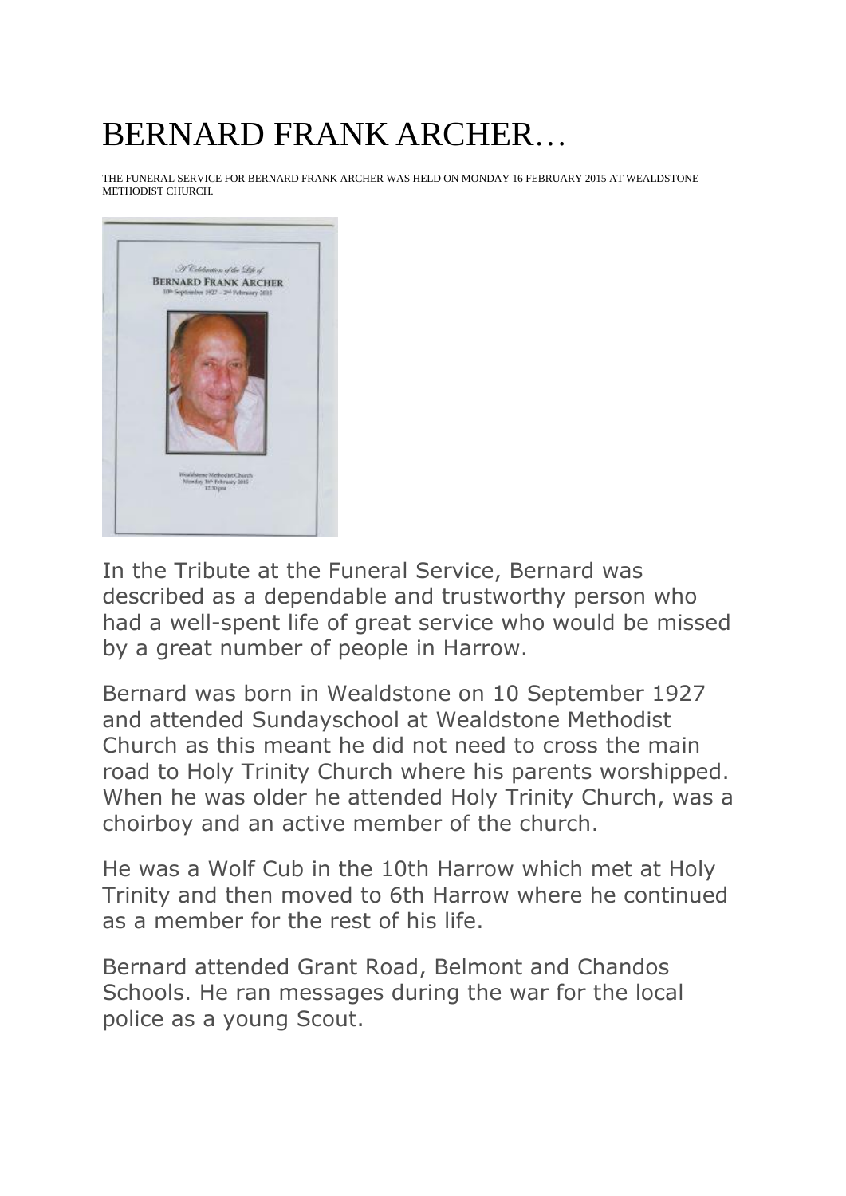# BERNARD FRANK ARCHER…

THE FUNERAL SERVICE FOR BERNARD FRANK ARCHER WAS HELD ON MONDAY 16 FEBRUARY 2015 AT WEALDSTONE METHODIST CHURCH.

In the Tribute at the Funeral Service, Bernard was described as a dependable and trustworthy person who had a well-spent life of great service who would be missed by a great number of people in Harrow.

Bernard was born in Wealdstone on 10 September 1927 and attended Sundayschool at Wealdstone Methodist Church as this meant he did not need to cross the main road to Holy Trinity Church where his parents worshipped. When he was older he attended Holy Trinity Church, was a choirboy and an active member of the church.

He was a Wolf Cub in the 10th Harrow which met at Holy Trinity and then moved to 6th Harrow where he continued as a member for the rest of his life.

Bernard attended Grant Road, Belmont and Chandos Schools. He ran messages during the war for the local police as a young Scout.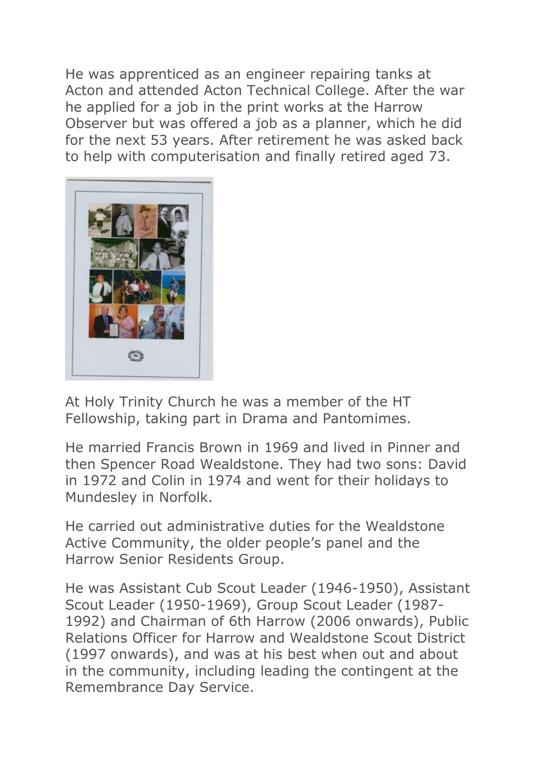He was apprenticed as an engineer repairing tanks at Acton and attended Acton Technical College. After the war he applied for a job in the print works at the Harrow Observer but was offered a job as a planner, which he did for the next 53 years. After retirement he was asked back to help with computerisation and finally retired aged 73.

At Holy Trinity Church he was a member of the HT Fellowship, taking part in Drama and Pantomimes.

He married Francis Brown in 1969 and lived in Pinner and then Spencer Road Wealdstone. They had two sons: David in 1972 and Colin in 1974 and went for their holidays to Mundesley in Norfolk.

He carried out administrative duties for the Wealdstone Active Community, the older people's panel and the Harrow Senior Residents Group.

He was Assistant Cub Scout Leader (1946-1950), Assistant Scout Leader (1950-1969), Group Scout Leader (1987-1992) and Chairman of 6th Harrow (2006 onwards), Public Relations Officer for Harrow and Wealdstone Scout District (1997 onwards), and was at his best when out and about in the community, including leading the contingent at the Remembrance Day Service.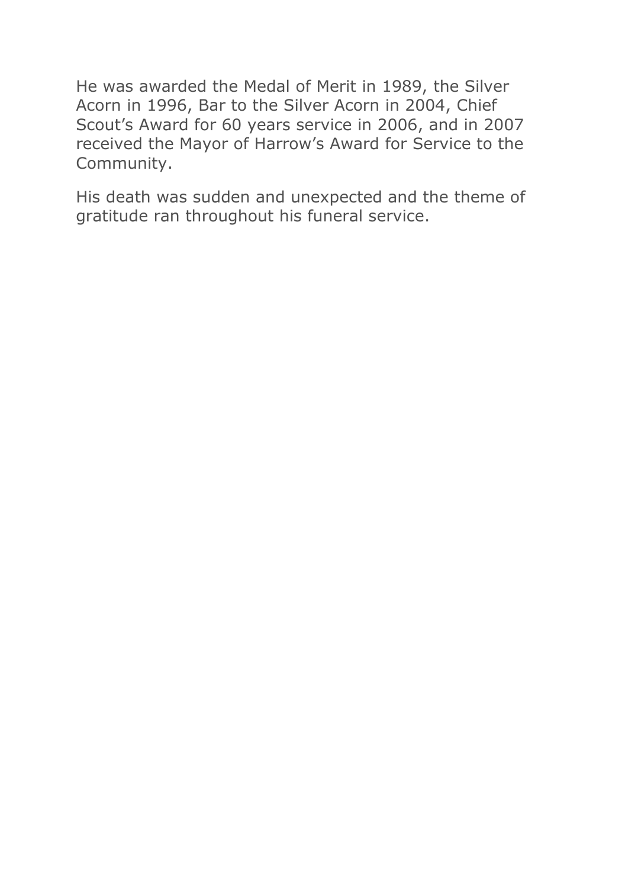He was awarded the Medal of Merit in 1989, the Silver Acorn in 1996, Bar to the Silver Acorn in 2004, Chief Scout's Award for 60 years service in 2006, and in 2007 received the Mayor of Harrow's Award for Service to the Community.

His death was sudden and unexpected and the theme of gratitude ran throughout his funeral service.